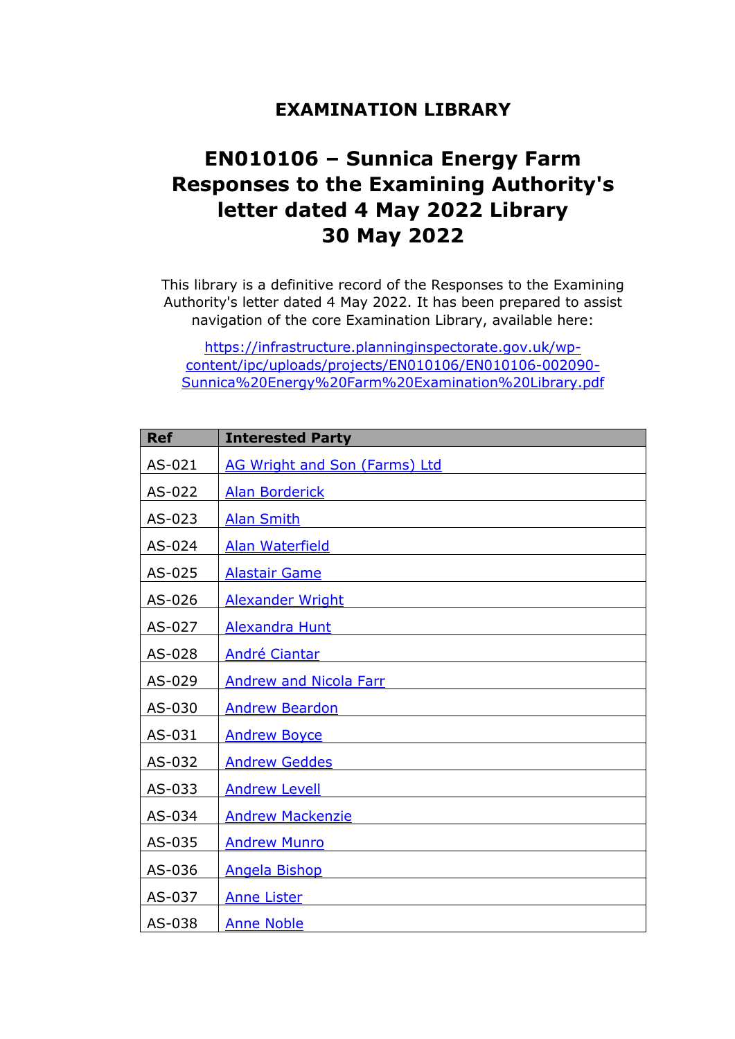# EXAMINATION LIBRARY

# EN010106 – Sunnica Energy Farm Responses to the Examining Authority's letter dated 4 May 2022 Library 30 May 2022

This library is a definitive record of the Responses to the Examining Authority's letter dated 4 May 2022. It has been prepared to assist navigation of the core Examination Library, available here:

https://infrastructure.planninginspectorate.gov.uk/wp-content/ipc/uploads/projects/EN010106/EN010106-002090-Sunnica%20Energy%20Farm%20Examination%20Library.pdf

| Ref | Interested Party |
|---|---|
| AS-021 | AG Wright and Son (Farms) Ltd |
| AS-022 | Alan Borderick |
| AS-023 | Alan Smith |
| AS-024 | Alan Waterfield |
| AS-025 | Alastair Game |
| AS-026 | Alexander Wright |
| AS-027 | Alexandra Hunt |
| AS-028 | André Ciantar |
| AS-029 | Andrew and Nicola Farr |
| AS-030 | Andrew Beardon |
| AS-031 | Andrew Boyce |
| AS-032 | Andrew Geddes |
| AS-033 | Andrew Levell |
| AS-034 | Andrew Mackenzie |
| AS-035 | Andrew Munro |
| AS-036 | Angela Bishop |
| AS-037 | Anne Lister |
| AS-038 | Anne Noble |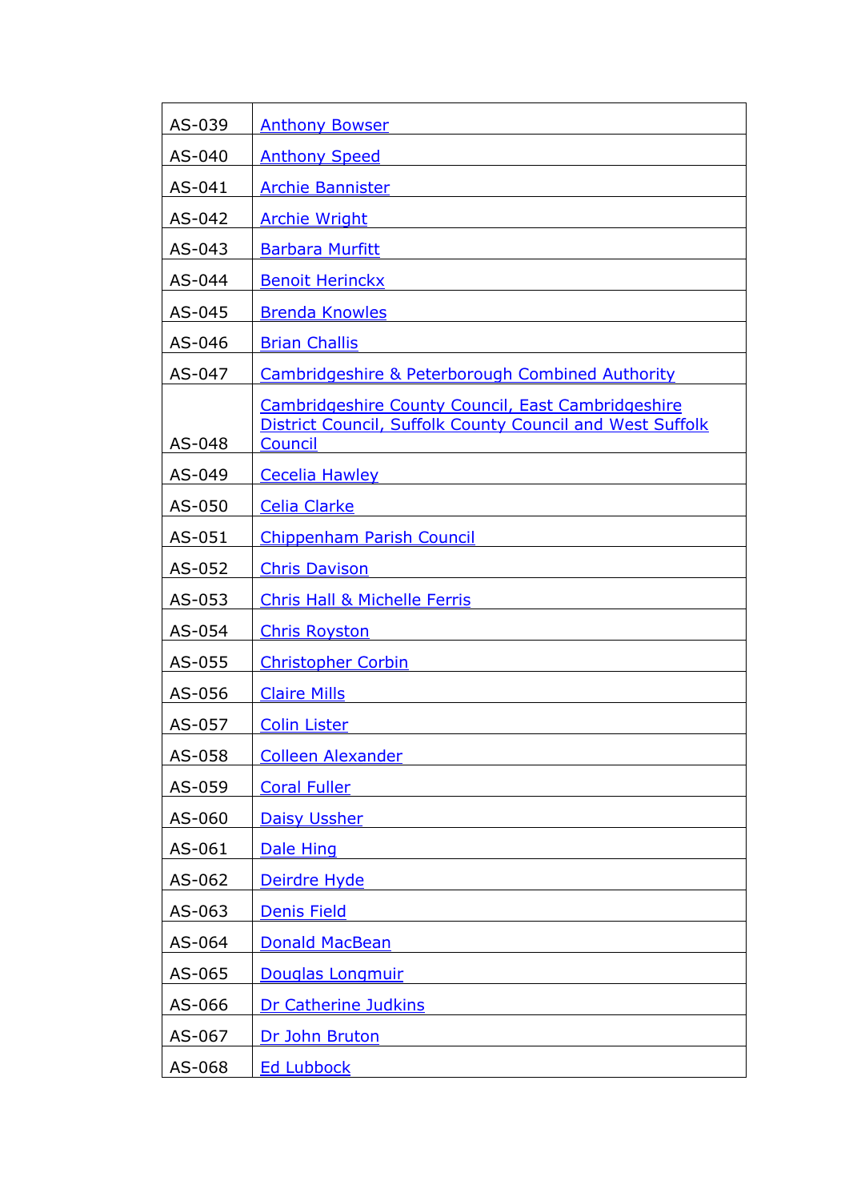| | |
|---|---|
| AS-039 | Anthony Bowser |
| AS-040 | Anthony Speed |
| AS-041 | Archie Bannister |
| AS-042 | Archie Wright |
| AS-043 | Barbara Murfitt |
| AS-044 | Benoit Herinckx |
| AS-045 | Brenda Knowles |
| AS-046 | Brian Challis |
| AS-047 | Cambridgeshire & Peterborough Combined Authority |
| AS-048 | Cambridgeshire County Council, East Cambridgeshire District Council, Suffolk County Council and West Suffolk Council |
| AS-049 | Cecelia Hawley |
| AS-050 | Celia Clarke |
| AS-051 | Chippenham Parish Council |
| AS-052 | Chris Davison |
| AS-053 | Chris Hall & Michelle Ferris |
| AS-054 | Chris Royston |
| AS-055 | Christopher Corbin |
| AS-056 | Claire Mills |
| AS-057 | Colin Lister |
| AS-058 | Colleen Alexander |
| AS-059 | Coral Fuller |
| AS-060 | Daisy Ussher |
| AS-061 | Dale Hing |
| AS-062 | Deirdre Hyde |
| AS-063 | Denis Field |
| AS-064 | Donald MacBean |
| AS-065 | Douglas Longmuir |
| AS-066 | Dr Catherine Judkins |
| AS-067 | Dr John Bruton |
| AS-068 | Ed Lubbock |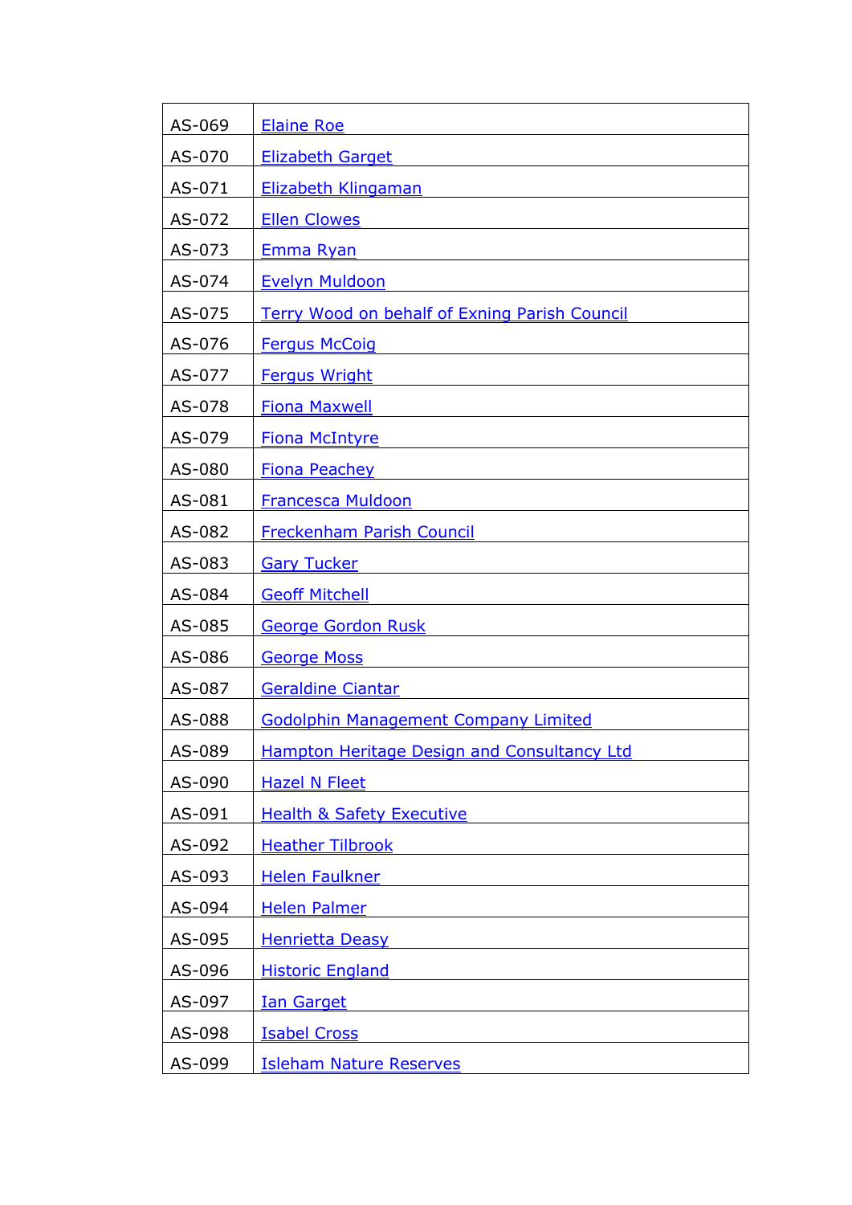| AS-069 | Elaine Roe |
|---|---|
| AS-070 | Elizabeth Garget |
| AS-071 | Elizabeth Klingaman |
| AS-072 | Ellen Clowes |
| AS-073 | Emma Ryan |
| AS-074 | Evelyn Muldoon |
| AS-075 | Terry Wood on behalf of Exning Parish Council |
| AS-076 | Fergus McCoig |
| AS-077 | Fergus Wright |
| AS-078 | Fiona Maxwell |
| AS-079 | Fiona McIntyre |
| AS-080 | Fiona Peachey |
| AS-081 | Francesca Muldoon |
| AS-082 | Freckenham Parish Council |
| AS-083 | Gary Tucker |
| AS-084 | Geoff Mitchell |
| AS-085 | George Gordon Rusk |
| AS-086 | George Moss |
| AS-087 | Geraldine Ciantar |
| AS-088 | Godolphin Management Company Limited |
| AS-089 | Hampton Heritage Design and Consultancy Ltd |
| AS-090 | Hazel N Fleet |
| AS-091 | Health & Safety Executive |
| AS-092 | Heather Tilbrook |
| AS-093 | Helen Faulkner |
| AS-094 | Helen Palmer |
| AS-095 | Henrietta Deasy |
| AS-096 | Historic England |
| AS-097 | Ian Garget |
| AS-098 | Isabel Cross |
| AS-099 | Isleham Nature Reserves |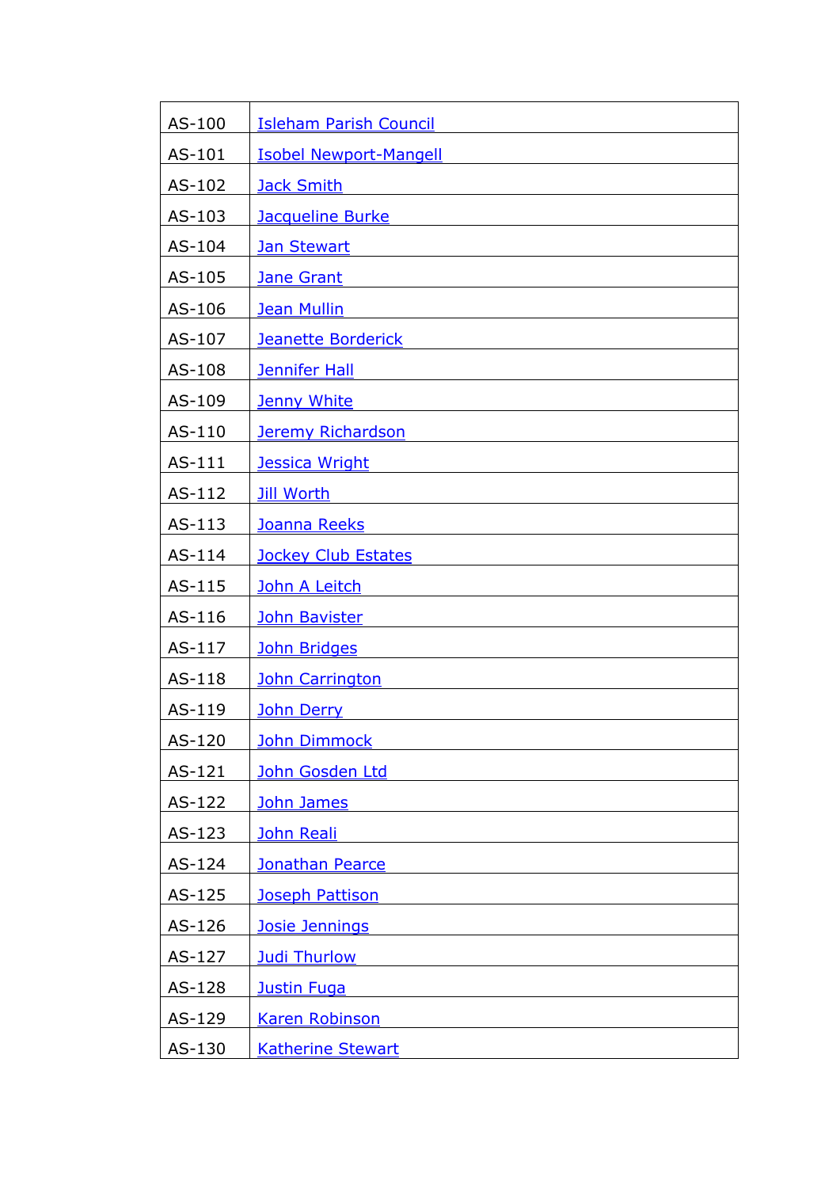| | |
|---|---|
| AS-100 | Isleham Parish Council |
| AS-101 | Isobel Newport-Mangell |
| AS-102 | Jack Smith |
| AS-103 | Jacqueline Burke |
| AS-104 | Jan Stewart |
| AS-105 | Jane Grant |
| AS-106 | Jean Mullin |
| AS-107 | Jeanette Borderick |
| AS-108 | Jennifer Hall |
| AS-109 | Jenny White |
| AS-110 | Jeremy Richardson |
| AS-111 | Jessica Wright |
| AS-112 | Jill Worth |
| AS-113 | Joanna Reeks |
| AS-114 | Jockey Club Estates |
| AS-115 | John A Leitch |
| AS-116 | John Bavister |
| AS-117 | John Bridges |
| AS-118 | John Carrington |
| AS-119 | John Derry |
| AS-120 | John Dimmock |
| AS-121 | John Gosden Ltd |
| AS-122 | John James |
| AS-123 | John Reali |
| AS-124 | Jonathan Pearce |
| AS-125 | Joseph Pattison |
| AS-126 | Josie Jennings |
| AS-127 | Judi Thurlow |
| AS-128 | Justin Fuga |
| AS-129 | Karen Robinson |
| AS-130 | Katherine Stewart |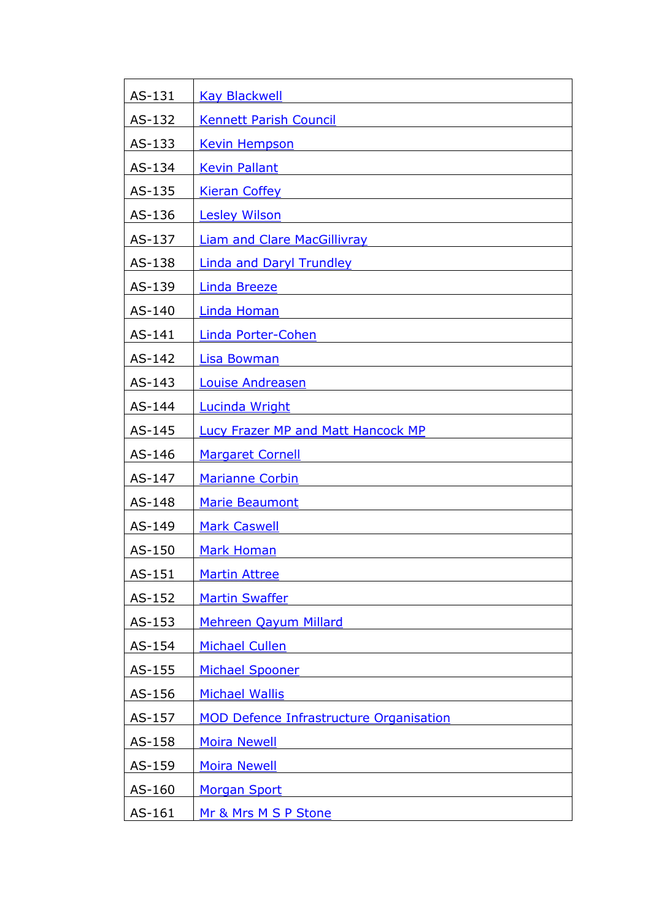| | |
|---|---|
| AS-131 | Kay Blackwell |
| AS-132 | Kennett Parish Council |
| AS-133 | Kevin Hempson |
| AS-134 | Kevin Pallant |
| AS-135 | Kieran Coffey |
| AS-136 | Lesley Wilson |
| AS-137 | Liam and Clare MacGillivray |
| AS-138 | Linda and Daryl Trundley |
| AS-139 | Linda Breeze |
| AS-140 | Linda Homan |
| AS-141 | Linda Porter-Cohen |
| AS-142 | Lisa Bowman |
| AS-143 | Louise Andreasen |
| AS-144 | Lucinda Wright |
| AS-145 | Lucy Frazer MP and Matt Hancock MP |
| AS-146 | Margaret Cornell |
| AS-147 | Marianne Corbin |
| AS-148 | Marie Beaumont |
| AS-149 | Mark Caswell |
| AS-150 | Mark Homan |
| AS-151 | Martin Attree |
| AS-152 | Martin Swaffer |
| AS-153 | Mehreen Qayum Millard |
| AS-154 | Michael Cullen |
| AS-155 | Michael Spooner |
| AS-156 | Michael Wallis |
| AS-157 | MOD Defence Infrastructure Organisation |
| AS-158 | Moira Newell |
| AS-159 | Moira Newell |
| AS-160 | Morgan Sport |
| AS-161 | Mr & Mrs M S P Stone |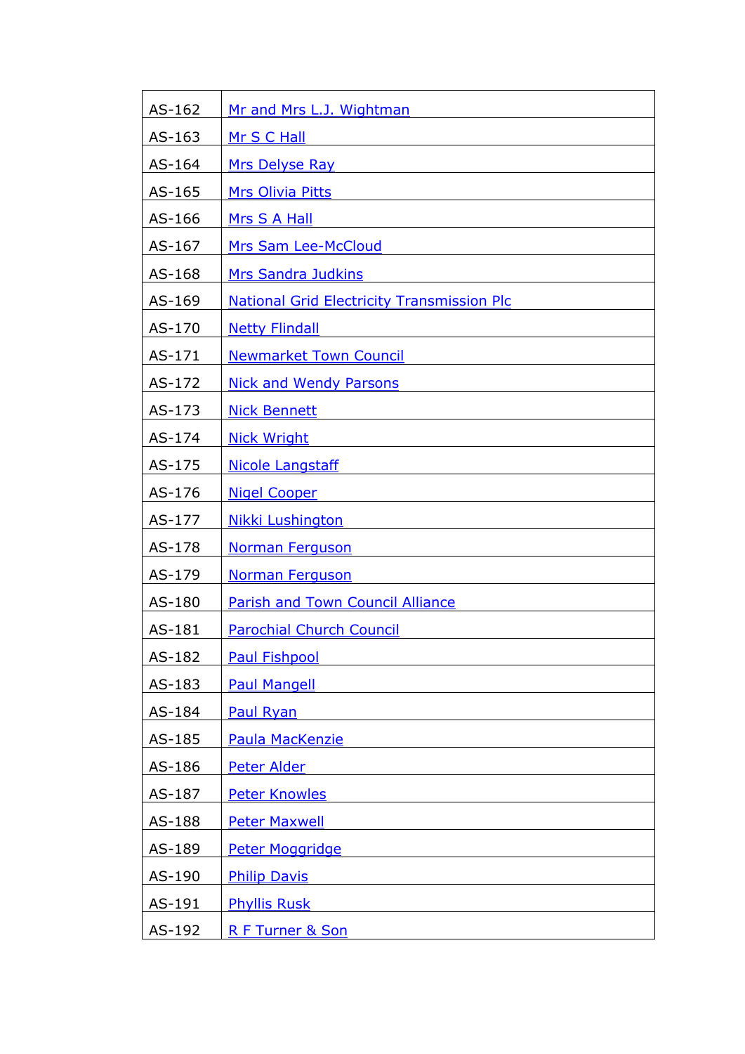| AS-162 | Mr and Mrs L.J. Wightman |
|---|---|
| AS-163 | Mr S C Hall |
| AS-164 | Mrs Delyse Ray |
| AS-165 | Mrs Olivia Pitts |
| AS-166 | Mrs S A Hall |
| AS-167 | Mrs Sam Lee-McCloud |
| AS-168 | Mrs Sandra Judkins |
| AS-169 | National Grid Electricity Transmission Plc |
| AS-170 | Netty Flindall |
| AS-171 | Newmarket Town Council |
| AS-172 | Nick and Wendy Parsons |
| AS-173 | Nick Bennett |
| AS-174 | Nick Wright |
| AS-175 | Nicole Langstaff |
| AS-176 | Nigel Cooper |
| AS-177 | Nikki Lushington |
| AS-178 | Norman Ferguson |
| AS-179 | Norman Ferguson |
| AS-180 | Parish and Town Council Alliance |
| AS-181 | Parochial Church Council |
| AS-182 | Paul Fishpool |
| AS-183 | Paul Mangell |
| AS-184 | Paul Ryan |
| AS-185 | Paula MacKenzie |
| AS-186 | Peter Alder |
| AS-187 | Peter Knowles |
| AS-188 | Peter Maxwell |
| AS-189 | Peter Moggridge |
| AS-190 | Philip Davis |
| AS-191 | Phyllis Rusk |
| AS-192 | R F Turner & Son |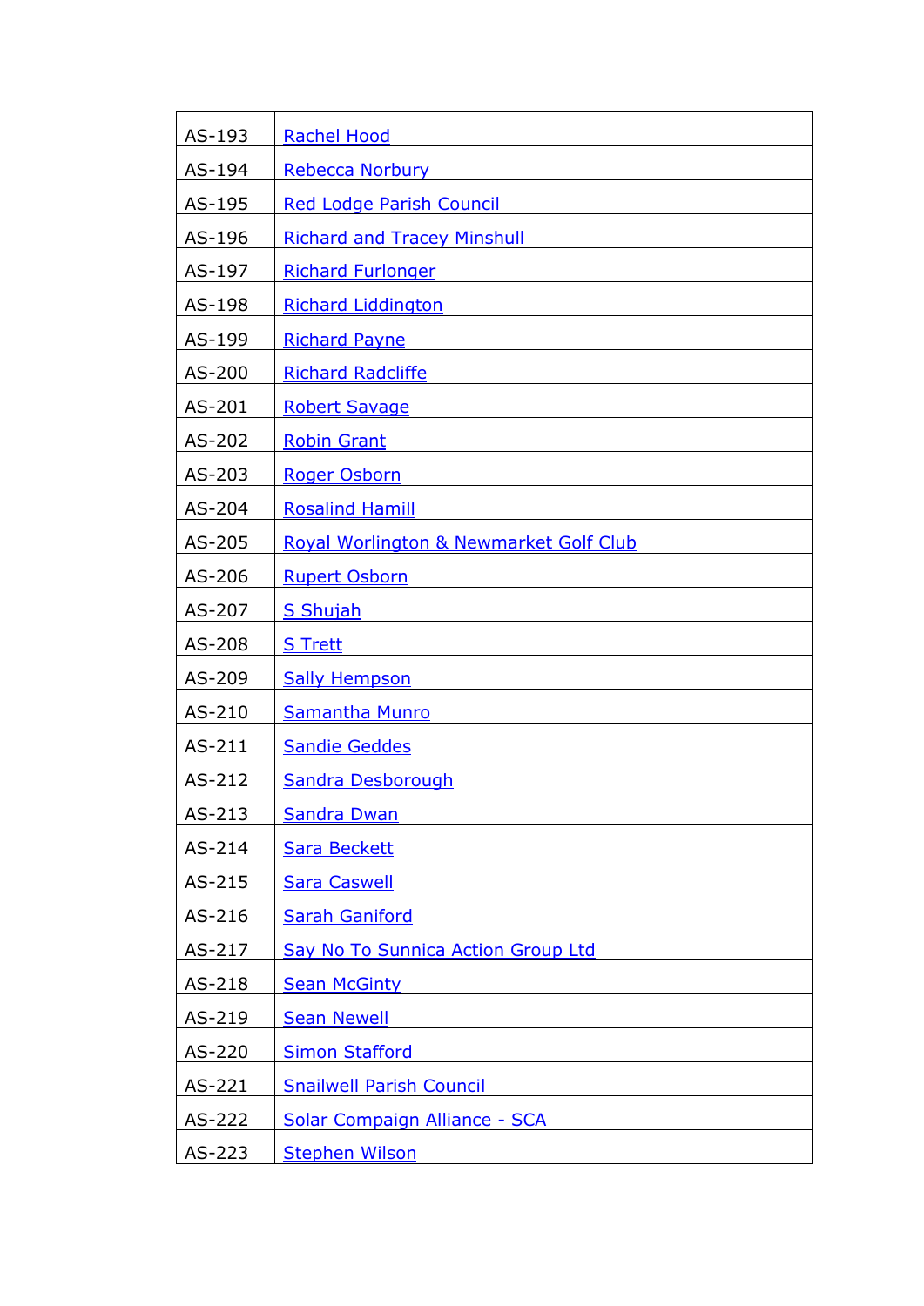| | |
|---|---|
| AS-193 | Rachel Hood |
| AS-194 | Rebecca Norbury |
| AS-195 | Red Lodge Parish Council |
| AS-196 | Richard and Tracey Minshull |
| AS-197 | Richard Furlonger |
| AS-198 | Richard Liddington |
| AS-199 | Richard Payne |
| AS-200 | Richard Radcliffe |
| AS-201 | Robert Savage |
| AS-202 | Robin Grant |
| AS-203 | Roger Osborn |
| AS-204 | Rosalind Hamill |
| AS-205 | Royal Worlington & Newmarket Golf Club |
| AS-206 | Rupert Osborn |
| AS-207 | S Shujah |
| AS-208 | S Trett |
| AS-209 | Sally Hempson |
| AS-210 | Samantha Munro |
| AS-211 | Sandie Geddes |
| AS-212 | Sandra Desborough |
| AS-213 | Sandra Dwan |
| AS-214 | Sara Beckett |
| AS-215 | Sara Caswell |
| AS-216 | Sarah Ganiford |
| AS-217 | Say No To Sunnica Action Group Ltd |
| AS-218 | Sean McGinty |
| AS-219 | Sean Newell |
| AS-220 | Simon Stafford |
| AS-221 | Snailwell Parish Council |
| AS-222 | Solar Compaign Alliance - SCA |
| AS-223 | Stephen Wilson |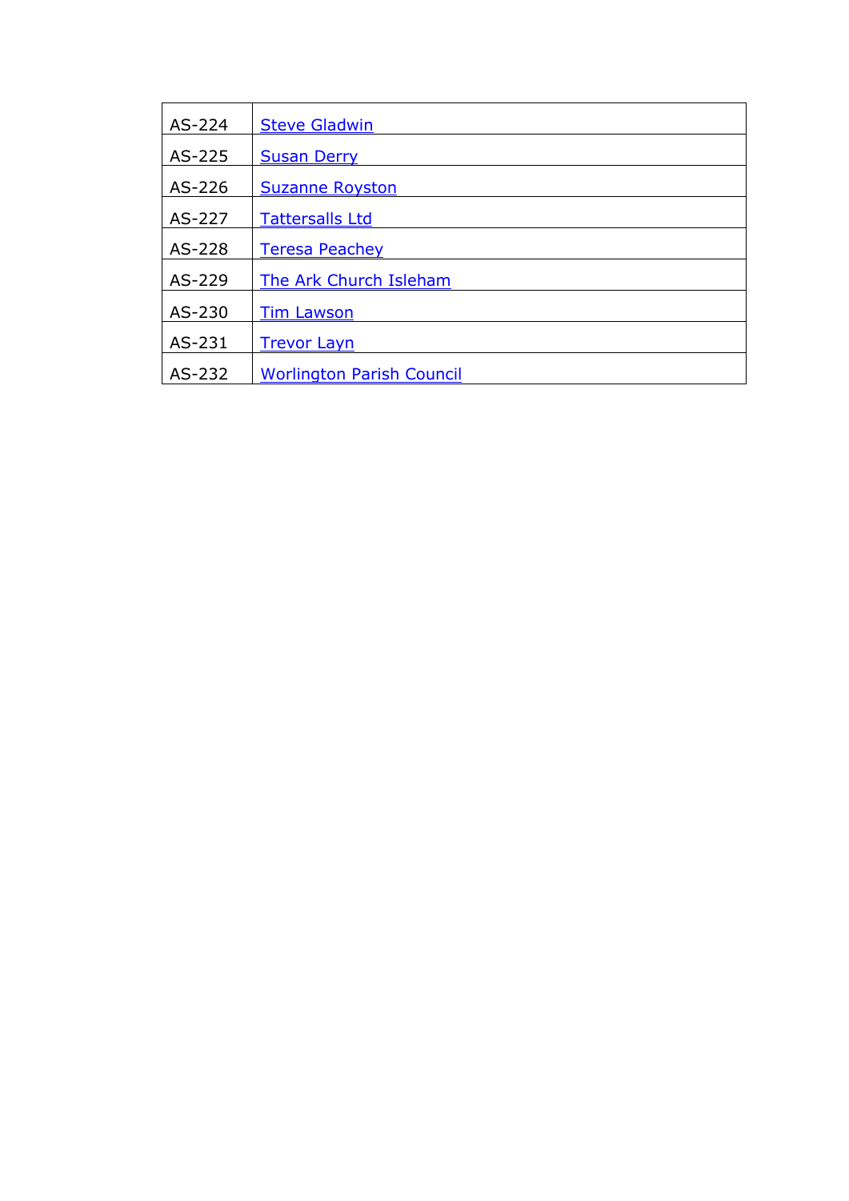| | |
|---|---|
| AS-224 | Steve Gladwin |
| AS-225 | Susan Derry |
| AS-226 | Suzanne Royston |
| AS-227 | Tattersalls Ltd |
| AS-228 | Teresa Peachey |
| AS-229 | The Ark Church Isleham |
| AS-230 | Tim Lawson |
| AS-231 | Trevor Layn |
| AS-232 | Worlington Parish Council |